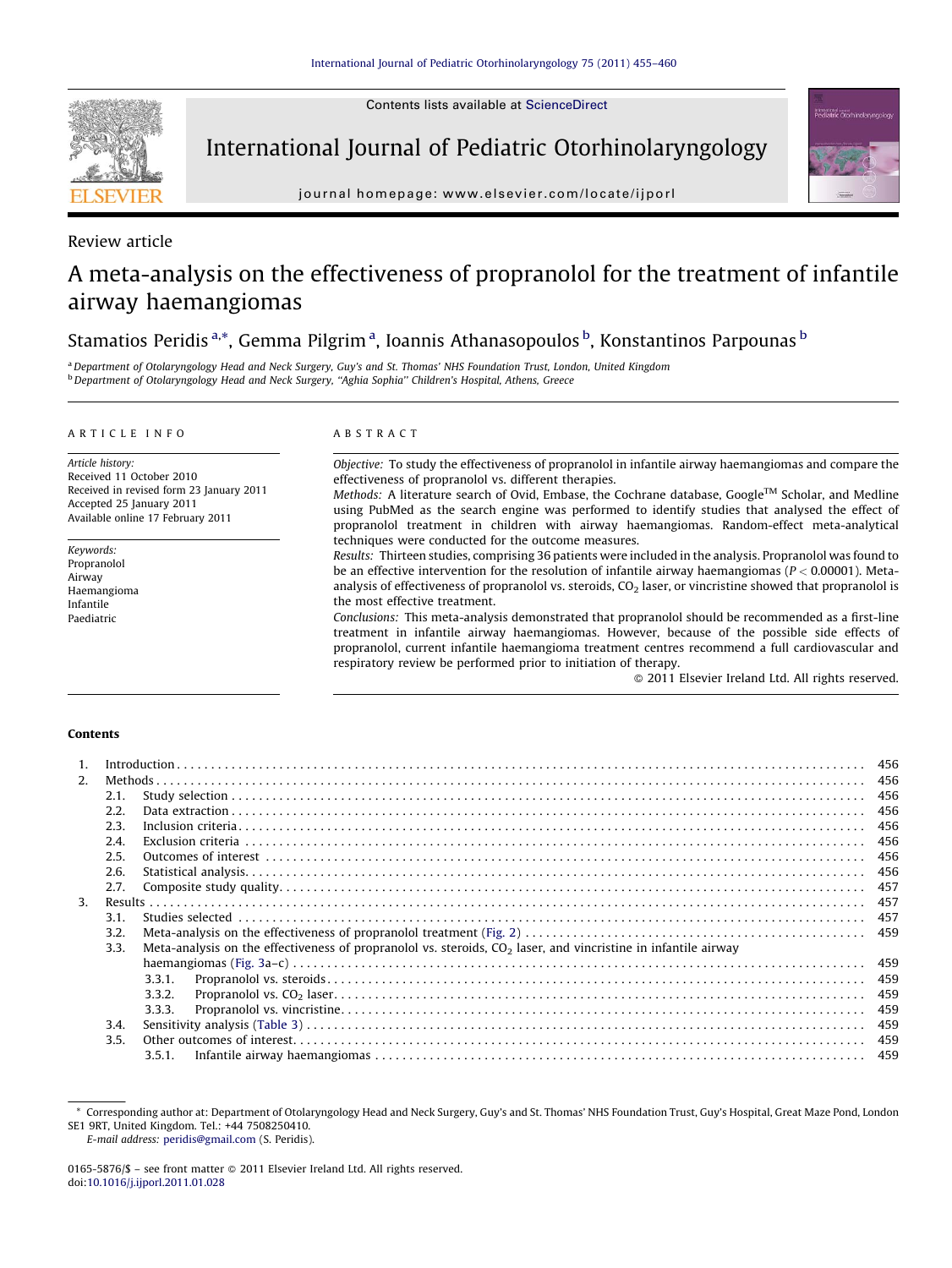Review article

# A meta-analysis on the effectiveness of propranolol for the treatment of infantile airway haemangiomas

Stamatios Peridis [a,*], Gemma Pilgrim [a], Ioannis Athanasopoulos [b], Konstantinos Parpounas [b]

[a] Department of Otolaryngology Head and Neck Surgery, Guy's and St. Thomas' NHS Foundation Trust, London, United Kingdom
[b] Department of Otolaryngology Head and Neck Surgery, "Aghia Sophia" Children's Hospital, Athens, Greece

## ARTICLE INFO

*Article history:*
Received 11 October 2010
Received in revised form 23 January 2011
Accepted 25 January 2011
Available online 17 February 2011

*Keywords:*
Propranolol
Airway
Haemangioma
Infantile
Paediatric

## ABSTRACT

*Objective:* To study the effectiveness of propranolol in infantile airway haemangiomas and compare the effectiveness of propranolol vs. different therapies.

*Methods:* A literature search of Ovid, Embase, the Cochrane database, Google™ Scholar, and Medline using PubMed as the search engine was performed to identify studies that analysed the effect of propranolol treatment in children with airway haemangiomas. Random-effect meta-analytical techniques were conducted for the outcome measures.

*Results:* Thirteen studies, comprising 36 patients were included in the analysis. Propranolol was found to be an effective intervention for the resolution of infantile airway haemangiomas ($P < 0.00001$). Meta-analysis of effectiveness of propranolol vs. steroids, $CO_2$ laser, or vincristine showed that propranolol is the most effective treatment.

*Conclusions:* This meta-analysis demonstrated that propranolol should be recommended as a first-line treatment in infantile airway haemangiomas. However, because of the possible side effects of propranolol, current infantile haemangioma treatment centres recommend a full cardiovascular and respiratory review be performed prior to initiation of therapy.

© 2011 Elsevier Ireland Ltd. All rights reserved.

## Contents

1. Introduction . . . 456
2. Methods . . . 456
   - 2.1. Study selection . . . 456
   - 2.2. Data extraction . . . 456
   - 2.3. Inclusion criteria . . . 456
   - 2.4. Exclusion criteria . . . 456
   - 2.5. Outcomes of interest . . . 456
   - 2.6. Statistical analysis . . . 456
   - 2.7. Composite study quality . . . 457
3. Results . . . 457
   - 3.1. Studies selected . . . 457
   - 3.2. Meta-analysis on the effectiveness of propranolol treatment (Fig. 2) . . . 459
   - 3.3. Meta-analysis on the effectiveness of propranolol vs. steroids, $CO_2$ laser, and vincristine in infantile airway haemangiomas (Fig. 3a–c) . . . 459
     - 3.3.1. Propranolol vs. steroids . . . 459
     - 3.3.2. Propranolol vs. $CO_2$ laser . . . 459
     - 3.3.3. Propranolol vs. vincristine . . . 459
   - 3.4. Sensitivity analysis (Table 3) . . . 459
   - 3.5. Other outcomes of interest . . . 459
     - 3.5.1. Infantile airway haemangiomas . . . 459

* Corresponding author at: Department of Otolaryngology Head and Neck Surgery, Guy's and St. Thomas' NHS Foundation Trust, Guy's Hospital, Great Maze Pond, London SE1 9RT, United Kingdom. Tel.: +44 7508250410.
*E-mail address:* peridis@gmail.com (S. Peridis).

0165-5876/$ – see front matter © 2011 Elsevier Ireland Ltd. All rights reserved.
doi:10.1016/j.ijporl.2011.01.028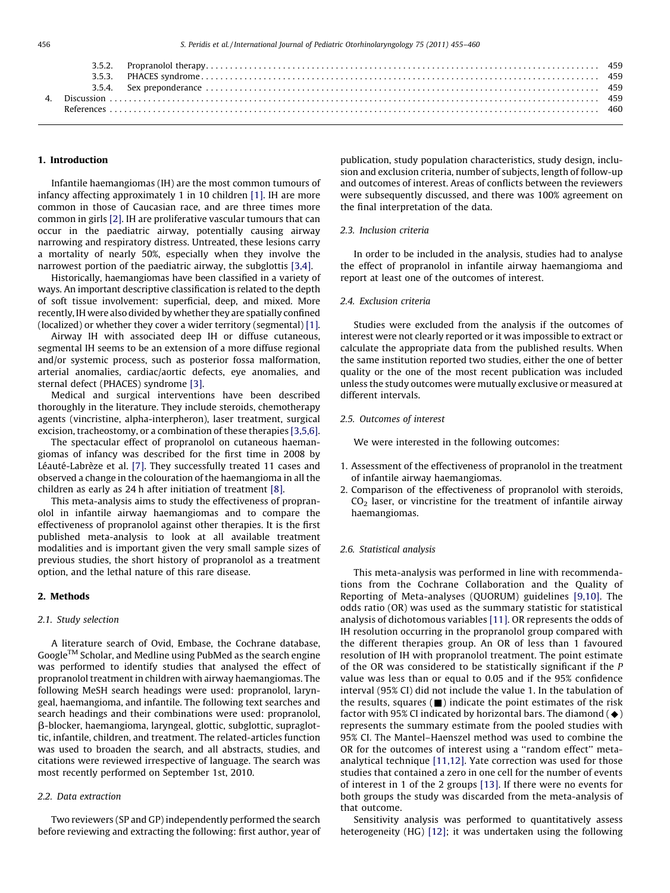| | | |
|---|---|---|
| 3.5.2. | Propranolol therapy | 459 |
| 3.5.3. | PHACES syndrome | 459 |
| 3.5.4. | Sex preponderance | 459 |
| 4. | Discussion | 459 |
| | References | 460 |

## 1. Introduction

Infantile haemangiomas (IH) are the most common tumours of infancy affecting approximately 1 in 10 children [1]. IH are more common in those of Caucasian race, and are three times more common in girls [2]. IH are proliferative vascular tumours that can occur in the paediatric airway, potentially causing airway narrowing and respiratory distress. Untreated, these lesions carry a mortality of nearly 50%, especially when they involve the narrowest portion of the paediatric airway, the subglottis [3,4].

Historically, haemangiomas have been classified in a variety of ways. An important descriptive classification is related to the depth of soft tissue involvement: superficial, deep, and mixed. More recently, IH were also divided by whether they are spatially confined (localized) or whether they cover a wider territory (segmental) [1].

Airway IH with associated deep IH or diffuse cutaneous, segmental IH seems to be an extension of a more diffuse regional and/or systemic process, such as posterior fossa malformation, arterial anomalies, cardiac/aortic defects, eye anomalies, and sternal defect (PHACES) syndrome [3].

Medical and surgical interventions have been described thoroughly in the literature. They include steroids, chemotherapy agents (vincristine, alpha-interpheron), laser treatment, surgical excision, tracheostomy, or a combination of these therapies [3,5,6].

The spectacular effect of propranolol on cutaneous haemangiomas of infancy was described for the first time in 2008 by Léauté-Labrèze et al. [7]. They successfully treated 11 cases and observed a change in the colouration of the haemangioma in all the children as early as 24 h after initiation of treatment [8].

This meta-analysis aims to study the effectiveness of propranolol in infantile airway haemangiomas and to compare the effectiveness of propranolol against other therapies. It is the first published meta-analysis to look at all available treatment modalities and is important given the very small sample sizes of previous studies, the short history of propranolol as a treatment option, and the lethal nature of this rare disease.

## 2. Methods

### 2.1. Study selection

A literature search of Ovid, Embase, the Cochrane database, Google[TM] Scholar, and Medline using PubMed as the search engine was performed to identify studies that analysed the effect of propranolol treatment in children with airway haemangiomas. The following MeSH search headings were used: propranolol, laryngeal, haemangioma, and infantile. The following text searches and search headings and their combinations were used: propranolol, β-blocker, haemangioma, laryngeal, glottic, subglottic, supraglottic, infantile, children, and treatment. The related-articles function was used to broaden the search, and all abstracts, studies, and citations were reviewed irrespective of language. The search was most recently performed on September 1st, 2010.

### 2.2. Data extraction

Two reviewers (SP and GP) independently performed the search before reviewing and extracting the following: first author, year of publication, study population characteristics, study design, inclusion and exclusion criteria, number of subjects, length of follow-up and outcomes of interest. Areas of conflicts between the reviewers were subsequently discussed, and there was 100% agreement on the final interpretation of the data.

### 2.3. Inclusion criteria

In order to be included in the analysis, studies had to analyse the effect of propranolol in infantile airway haemangioma and report at least one of the outcomes of interest.

### 2.4. Exclusion criteria

Studies were excluded from the analysis if the outcomes of interest were not clearly reported or it was impossible to extract or calculate the appropriate data from the published results. When the same institution reported two studies, either the one of better quality or the one of the most recent publication was included unless the study outcomes were mutually exclusive or measured at different intervals.

### 2.5. Outcomes of interest

We were interested in the following outcomes:

1. Assessment of the effectiveness of propranolol in the treatment of infantile airway haemangiomas.
2. Comparison of the effectiveness of propranolol with steroids, $CO_2$ laser, or vincristine for the treatment of infantile airway haemangiomas.

### 2.6. Statistical analysis

This meta-analysis was performed in line with recommendations from the Cochrane Collaboration and the Quality of Reporting of Meta-analyses (QUORUM) guidelines [9,10]. The odds ratio (OR) was used as the summary statistic for statistical analysis of dichotomous variables [11]. OR represents the odds of IH resolution occurring in the propranolol group compared with the different therapies group. An OR of less than 1 favoured resolution of IH with propranolol treatment. The point estimate of the OR was considered to be statistically significant if the $P$ value was less than or equal to 0.05 and if the 95% confidence interval (95% CI) did not include the value 1. In the tabulation of the results, squares (■) indicate the point estimates of the risk factor with 95% CI indicated by horizontal bars. The diamond (◆) represents the summary estimate from the pooled studies with 95% CI. The Mantel–Haenszel method was used to combine the OR for the outcomes of interest using a "random effect" meta-analytical technique [11,12]. Yate correction was used for those studies that contained a zero in one cell for the number of events of interest in 1 of the 2 groups [13]. If there were no events for both groups the study was discarded from the meta-analysis of that outcome.

Sensitivity analysis was performed to quantitatively assess heterogeneity (HG) [12]; it was undertaken using the following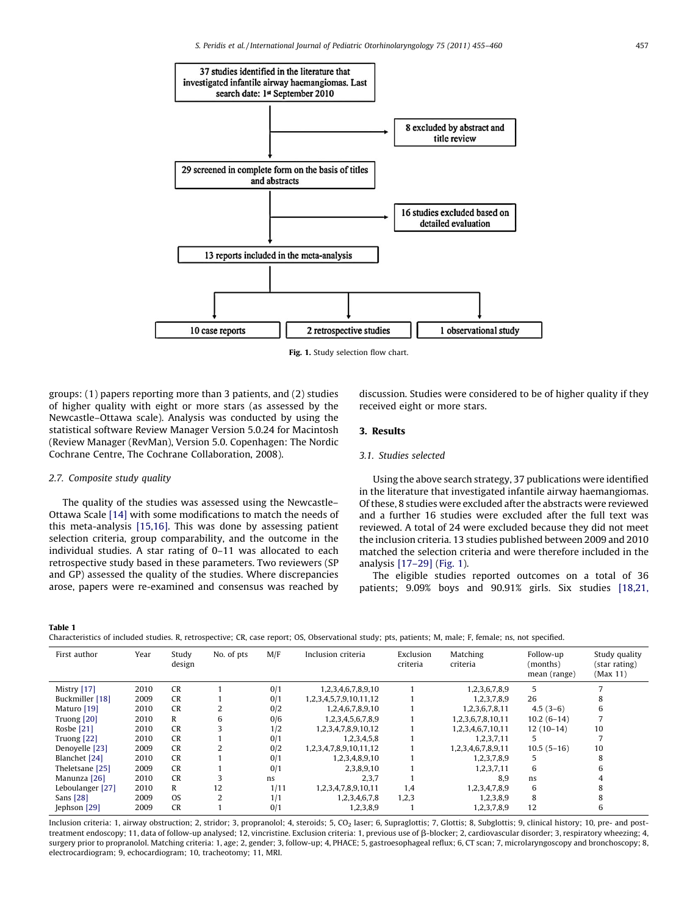37 studies identified in the literature that investigated infantile airway haemangiomas. Last search date: 1st September 2010

8 excluded by abstract and title review

29 screened in complete form on the basis of titles and abstracts

16 studies excluded based on detailed evaluation

13 reports included in the meta-analysis

10 case reports | 2 retrospective studies | 1 observational study

**Fig. 1.** Study selection flow chart.

groups: (1) papers reporting more than 3 patients, and (2) studies of higher quality with eight or more stars (as assessed by the Newcastle–Ottawa scale). Analysis was conducted by using the statistical software Review Manager Version 5.0.24 for Macintosh (Review Manager (RevMan), Version 5.0. Copenhagen: The Nordic Cochrane Centre, The Cochrane Collaboration, 2008).

### 2.7. Composite study quality

The quality of the studies was assessed using the Newcastle–Ottawa Scale [14] with some modifications to match the needs of this meta-analysis [15,16]. This was done by assessing patient selection criteria, group comparability, and the outcome in the individual studies. A star rating of 0–11 was allocated to each retrospective study based in these parameters. Two reviewers (SP and GP) assessed the quality of the studies. Where discrepancies arose, papers were re-examined and consensus was reached by discussion. Studies were considered to be of higher quality if they received eight or more stars.

## 3. Results

### 3.1. Studies selected

Using the above search strategy, 37 publications were identified in the literature that investigated infantile airway haemangiomas. Of these, 8 studies were excluded after the abstracts were reviewed and a further 16 studies were excluded after the full text was reviewed. A total of 24 were excluded because they did not meet the inclusion criteria. 13 studies published between 2009 and 2010 matched the selection criteria and were therefore included in the analysis [17–29] (Fig. 1).

The eligible studies reported outcomes on a total of 36 patients; 9.09% boys and 90.91% girls. Six studies [18,21,

**Table 1**

Characteristics of included studies. R, retrospective; CR, case report; OS, Observational study; pts, patients; M, male; F, female; ns, not specified.

| First author | Year | Study design | No. of pts | M/F | Inclusion criteria | Exclusion criteria | Matching criteria | Follow-up (months) mean (range) | Study quality (star rating) (Max 11) |
|---|---|---|---|---|---|---|---|---|---|
| Mistry [17] | 2010 | CR | 1 | 0/1 | 1,2,3,4,6,7,8,9,10 | 1 | 1,2,3,6,7,8,9 | 5 | 7 |
| Buckmiller [18] | 2009 | CR | 1 | 0/1 | 1,2,3,4,5,7,9,10,11,12 | 1 | 1,2,3,7,8,9 | 26 | 8 |
| Maturo [19] | 2010 | CR | 2 | 0/2 | 1,2,4,6,7,8,9,10 | 1 | 1,2,3,6,7,8,11 | 4.5 (3–6) | 6 |
| Truong [20] | 2010 | R | 6 | 0/6 | 1,2,3,4,5,6,7,8,9 | 1 | 1,2,3,6,7,8,10,11 | 10.2 (6–14) | 7 |
| Rosbe [21] | 2010 | CR | 3 | 1/2 | 1,2,3,4,7,8,9,10,12 | 1 | 1,2,3,4,6,7,10,11 | 12 (10–14) | 10 |
| Truong [22] | 2010 | CR | 1 | 0/1 | 1,2,3,4,5,8 | 1 | 1,2,3,7,11 | 5 | 7 |
| Denoyelle [23] | 2009 | CR | 2 | 0/2 | 1,2,3,4,7,8,9,10,11,12 | 1 | 1,2,3,4,6,7,8,9,11 | 10.5 (5–16) | 10 |
| Blanchet [24] | 2010 | CR | 1 | 0/1 | 1,2,3,4,8,9,10 | 1 | 1,2,3,7,8,9 | 5 | 8 |
| Theletsane [25] | 2009 | CR | 1 | 0/1 | 2,3,8,9,10 | 1 | 1,2,3,7,11 | 6 | 6 |
| Manunza [26] | 2010 | CR | 3 | ns | 2,3,7 | 1 | 8,9 | ns | 4 |
| Leboulanger [27] | 2010 | R | 12 | 1/11 | 1,2,3,4,7,8,9,10,11 | 1,4 | 1,2,3,4,7,8,9 | 6 | 8 |
| Sans [28] | 2009 | OS | 2 | 1/1 | 1,2,3,4,6,7,8 | 1,2,3 | 1,2,3,8,9 | 8 | 8 |
| Jephson [29] | 2009 | CR | 1 | 0/1 | 1,2,3,8,9 | 1 | 1,2,3,7,8,9 | 12 | 6 |

Inclusion criteria: 1, airway obstruction; 2, stridor; 3, propranolol; 4, steroids; 5, $CO_2$ laser; 6, Supraglottis; 7, Glottis; 8, Subglottis; 9, clinical history; 10, pre- and post-treatment endoscopy; 11, data of follow-up analysed; 12, vincristine. Exclusion criteria: 1, previous use of β-blocker; 2, cardiovascular disorder; 3, respiratory wheezing; 4, surgery prior to propranolol. Matching criteria: 1, age; 2, gender; 3, follow-up; 4, PHACE; 5, gastroesophageal reflux; 6, CT scan; 7, microlaryngoscopy and bronchoscopy; 8, electrocardiogram; 9, echocardiogram; 10, tracheotomy; 11, MRI.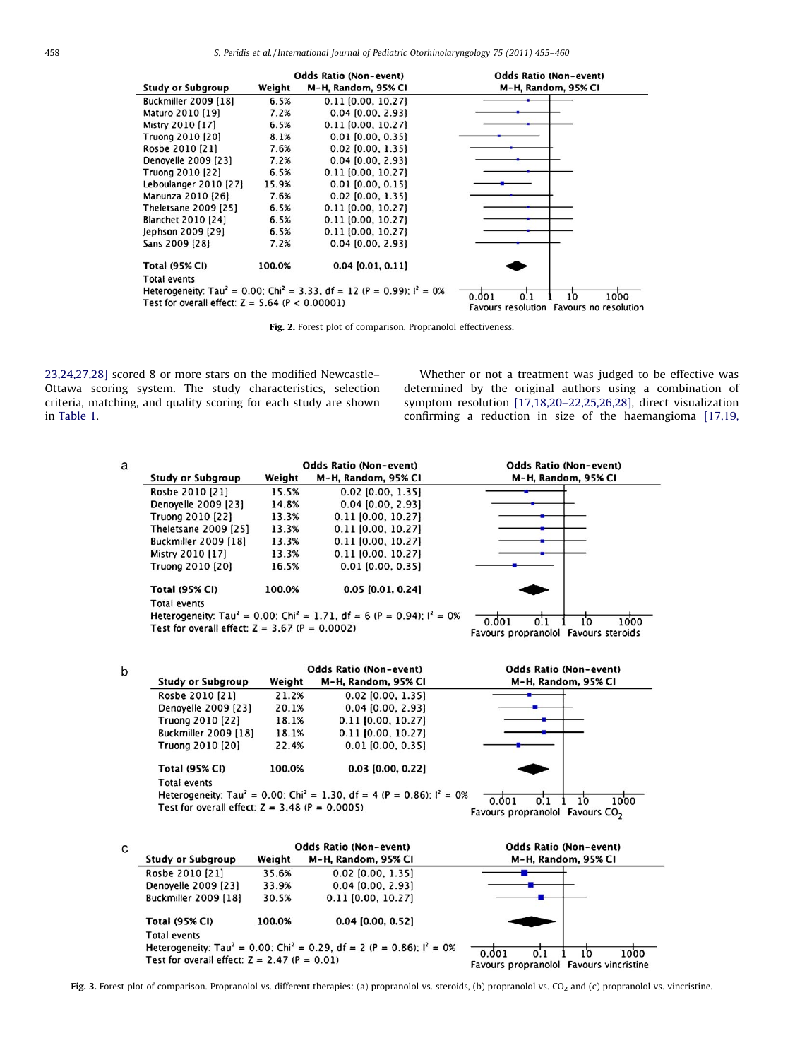| Study or Subgroup | Weight | Odds Ratio (Non-event) M-H, Random, 95% CI |
|---|---|---|
| Buckmiller 2009 [18] | 6.5% | 0.11 [0.00, 10.27] |
| Maturo 2010 [19] | 7.2% | 0.04 [0.00, 2.93] |
| Mistry 2010 [17] | 6.5% | 0.11 [0.00, 10.27] |
| Truong 2010 [20] | 8.1% | 0.01 [0.00, 0.35] |
| Rosbe 2010 [21] | 7.6% | 0.02 [0.00, 1.35] |
| Denoyelle 2009 [23] | 7.2% | 0.04 [0.00, 2.93] |
| Truong 2010 [22] | 6.5% | 0.11 [0.00, 10.27] |
| Leboulanger 2010 [27] | 15.9% | 0.01 [0.00, 0.15] |
| Manunza 2010 [26] | 7.6% | 0.02 [0.00, 1.35] |
| Theletsane 2009 [25] | 6.5% | 0.11 [0.00, 10.27] |
| Blanchet 2010 [24] | 6.5% | 0.11 [0.00, 10.27] |
| Jephson 2009 [29] | 6.5% | 0.11 [0.00, 10.27] |
| Sans 2009 [28] | 7.2% | 0.04 [0.00, 2.93] |
| **Total (95% CI)** | **100.0%** | **0.04 [0.01, 0.11]** |
| Total events | | |

Heterogeneity: $Tau^2 = 0.00$; $Chi^2 = 3.33$, $df = 12$ ($P = 0.99$); $I^2 = 0\%$
Test for overall effect: $Z = 5.64$ ($P < 0.00001$)

Favours resolution | Favours no resolution

**Fig. 2.** Forest plot of comparison. Propranolol effectiveness.

23,24,27,28] scored 8 or more stars on the modified Newcastle–Ottawa scoring system. The study characteristics, selection criteria, matching, and quality scoring for each study are shown in Table 1.

Whether or not a treatment was judged to be effective was determined by the original authors using a combination of symptom resolution [17,18,20–22,25,26,28], direct visualization confirming a reduction in size of the haemangioma [17,19,

(a)

| Study or Subgroup | Weight | Odds Ratio (Non-event) M-H, Random, 95% CI |
|---|---|---|
| Rosbe 2010 [21] | 15.5% | 0.02 [0.00, 1.35] |
| Denoyelle 2009 [23] | 14.8% | 0.04 [0.00, 2.93] |
| Truong 2010 [22] | 13.3% | 0.11 [0.00, 10.27] |
| Theletsane 2009 [25] | 13.3% | 0.11 [0.00, 10.27] |
| Buckmiller 2009 [18] | 13.3% | 0.11 [0.00, 10.27] |
| Mistry 2010 [17] | 13.3% | 0.11 [0.00, 10.27] |
| Truong 2010 [20] | 16.5% | 0.01 [0.00, 0.35] |
| **Total (95% CI)** | **100.0%** | **0.05 [0.01, 0.24]** |
| Total events | | |

Heterogeneity: $Tau^2 = 0.00$; $Chi^2 = 1.71$, $df = 6$ ($P = 0.94$); $I^2 = 0\%$
Test for overall effect: $Z = 3.67$ ($P = 0.0002$)

Favours propranolol | Favours steroids

(b)

| Study or Subgroup | Weight | Odds Ratio (Non-event) M-H, Random, 95% CI |
|---|---|---|
| Rosbe 2010 [21] | 21.2% | 0.02 [0.00, 1.35] |
| Denoyelle 2009 [23] | 20.1% | 0.04 [0.00, 2.93] |
| Truong 2010 [22] | 18.1% | 0.11 [0.00, 10.27] |
| Buckmiller 2009 [18] | 18.1% | 0.11 [0.00, 10.27] |
| Truong 2010 [20] | 22.4% | 0.01 [0.00, 0.35] |
| **Total (95% CI)** | **100.0%** | **0.03 [0.00, 0.22]** |
| Total events | | |

Heterogeneity: $Tau^2 = 0.00$; $Chi^2 = 1.30$, $df = 4$ ($P = 0.86$); $I^2 = 0\%$
Test for overall effect: $Z = 3.48$ ($P = 0.0005$)

Favours propranolol | Favours $CO_2$

(c)

| Study or Subgroup | Weight | Odds Ratio (Non-event) M-H, Random, 95% CI |
|---|---|---|
| Rosbe 2010 [21] | 35.6% | 0.02 [0.00, 1.35] |
| Denoyelle 2009 [23] | 33.9% | 0.04 [0.00, 2.93] |
| Buckmiller 2009 [18] | 30.5% | 0.11 [0.00, 10.27] |
| **Total (95% CI)** | **100.0%** | **0.04 [0.00, 0.52]** |
| Total events | | |

Heterogeneity: $Tau^2 = 0.00$; $Chi^2 = 0.29$, $df = 2$ ($P = 0.86$); $I^2 = 0\%$
Test for overall effect: $Z = 2.47$ ($P = 0.01$)

Favours propranolol | Favours vincristine

**Fig. 3.** Forest plot of comparison. Propranolol vs. different therapies: (a) propranolol vs. steroids, (b) propranolol vs. $CO_2$ and (c) propranolol vs. vincristine.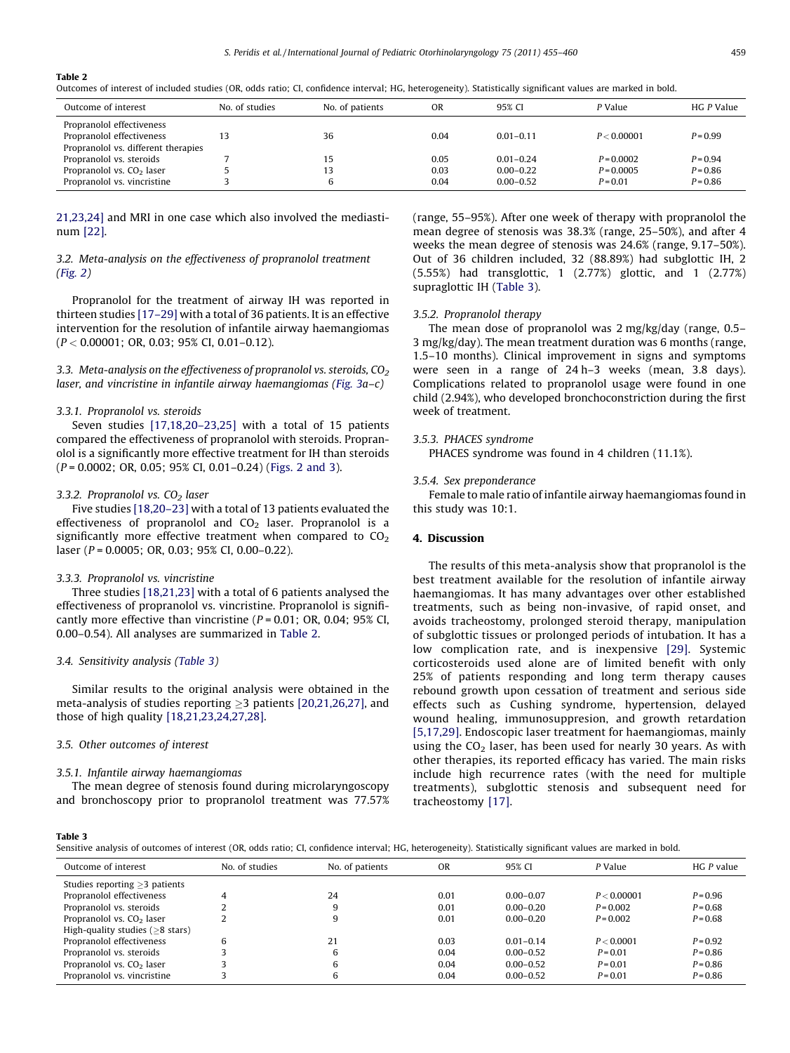**Table 2**

Outcomes of interest of included studies (OR, odds ratio; CI, confidence interval; HG, heterogeneity). Statistically significant values are marked in bold.

| Outcome of interest | No. of studies | No. of patients | OR | 95% CI | P Value | HG P Value |
|---|---|---|---|---|---|---|
| Propranolol effectiveness | | | | | | |
| Propranolol effectiveness | 13 | 36 | 0.04 | 0.01–0.11 | $P < 0.00001$ | $P = 0.99$ |
| Propranolol vs. different therapies | | | | | | |
| Propranolol vs. steroids | 7 | 15 | 0.05 | 0.01–0.24 | $P = 0.0002$ | $P = 0.94$ |
| Propranolol vs. $CO_2$ laser | 5 | 13 | 0.03 | 0.00–0.22 | $P = 0.0005$ | $P = 0.86$ |
| Propranolol vs. vincristine | 3 | 6 | 0.04 | 0.00–0.52 | $P = 0.01$ | $P = 0.86$ |

21,23,24] and MRI in one case which also involved the mediastinum [22].

### 3.2. Meta-analysis on the effectiveness of propranolol treatment (Fig. 2)

Propranolol for the treatment of airway IH was reported in thirteen studies [17–29] with a total of 36 patients. It is an effective intervention for the resolution of infantile airway haemangiomas ($P < 0.00001$; OR, 0.03; 95% CI, 0.01–0.12).

### 3.3. Meta-analysis on the effectiveness of propranolol vs. steroids, $CO_2$ laser, and vincristine in infantile airway haemangiomas (Fig. 3a–c)

#### 3.3.1. Propranolol vs. steroids

Seven studies [17,18,20–23,25] with a total of 15 patients compared the effectiveness of propranolol with steroids. Propranolol is a significantly more effective treatment for IH than steroids ($P = 0.0002$; OR, 0.05; 95% CI, 0.01–0.24) (Figs. 2 and 3).

#### 3.3.2. Propranolol vs. $CO_2$ laser

Five studies [18,20–23] with a total of 13 patients evaluated the effectiveness of propranolol and $CO_2$ laser. Propranolol is a significantly more effective treatment when compared to $CO_2$ laser ($P = 0.0005$; OR, 0.03; 95% CI, 0.00–0.22).

#### 3.3.3. Propranolol vs. vincristine

Three studies [18,21,23] with a total of 6 patients analysed the effectiveness of propranolol vs. vincristine. Propranolol is significantly more effective than vincristine ($P = 0.01$; OR, 0.04; 95% CI, 0.00–0.54). All analyses are summarized in Table 2.

### 3.4. Sensitivity analysis (Table 3)

Similar results to the original analysis were obtained in the meta-analysis of studies reporting ≥3 patients [20,21,26,27], and those of high quality [18,21,23,24,27,28].

### 3.5. Other outcomes of interest

#### 3.5.1. Infantile airway haemangiomas

The mean degree of stenosis found during microlaryngoscopy and bronchoscopy prior to propranolol treatment was 77.57% (range, 55–95%). After one week of therapy with propranolol the mean degree of stenosis was 38.3% (range, 25–50%), and after 4 weeks the mean degree of stenosis was 24.6% (range, 9.17–50%). Out of 36 children included, 32 (88.89%) had subglottic IH, 2 (5.55%) had transglottic, 1 (2.77%) glottic, and 1 (2.77%) supraglottic IH (Table 3).

#### 3.5.2. Propranolol therapy

The mean dose of propranolol was 2 mg/kg/day (range, 0.5–3 mg/kg/day). The mean treatment duration was 6 months (range, 1.5–10 months). Clinical improvement in signs and symptoms were seen in a range of 24 h–3 weeks (mean, 3.8 days). Complications related to propranolol usage were found in one child (2.94%), who developed bronchoconstriction during the first week of treatment.

#### 3.5.3. PHACES syndrome

PHACES syndrome was found in 4 children (11.1%).

#### 3.5.4. Sex preponderance

Female to male ratio of infantile airway haemangiomas found in this study was 10:1.

## 4. Discussion

The results of this meta-analysis show that propranolol is the best treatment available for the resolution of infantile airway haemangiomas. It has many advantages over other established treatments, such as being non-invasive, of rapid onset, and avoids tracheostomy, prolonged steroid therapy, manipulation of subglottic tissues or prolonged periods of intubation. It has a low complication rate, and is inexpensive [29]. Systemic corticosteroids used alone are of limited benefit with only 25% of patients responding and long term therapy causes rebound growth upon cessation of treatment and serious side effects such as Cushing syndrome, hypertension, delayed wound healing, immunosuppresion, and growth retardation [5,17,29]. Endoscopic laser treatment for haemangiomas, mainly using the $CO_2$ laser, has been used for nearly 30 years. As with other therapies, its reported efficacy has varied. The main risks include high recurrence rates (with the need for multiple treatments), subglottic stenosis and subsequent need for tracheostomy [17].

**Table 3**

Sensitive analysis of outcomes of interest (OR, odds ratio; CI, confidence interval; HG, heterogeneity). Statistically significant values are marked in bold.

| Outcome of interest | No. of studies | No. of patients | OR | 95% CI | P Value | HG P value |
|---|---|---|---|---|---|---|
| Studies reporting ≥3 patients | | | | | | |
| Propranolol effectiveness | 4 | 24 | 0.01 | 0.00–0.07 | $P < 0.00001$ | $P = 0.96$ |
| Propranolol vs. steroids | 2 | 9 | 0.01 | 0.00–0.20 | $P = 0.002$ | $P = 0.68$ |
| Propranolol vs. $CO_2$ laser | 2 | 9 | 0.01 | 0.00–0.20 | $P = 0.002$ | $P = 0.68$ |
| High-quality studies (≥8 stars) | | | | | | |
| Propranolol effectiveness | 6 | 21 | 0.03 | 0.01–0.14 | $P < 0.0001$ | $P = 0.92$ |
| Propranolol vs. steroids | 3 | 6 | 0.04 | 0.00–0.52 | $P = 0.01$ | $P = 0.86$ |
| Propranolol vs. $CO_2$ laser | 3 | 6 | 0.04 | 0.00–0.52 | $P = 0.01$ | $P = 0.86$ |
| Propranolol vs. vincristine | 3 | 6 | 0.04 | 0.00–0.52 | $P = 0.01$ | $P = 0.86$ |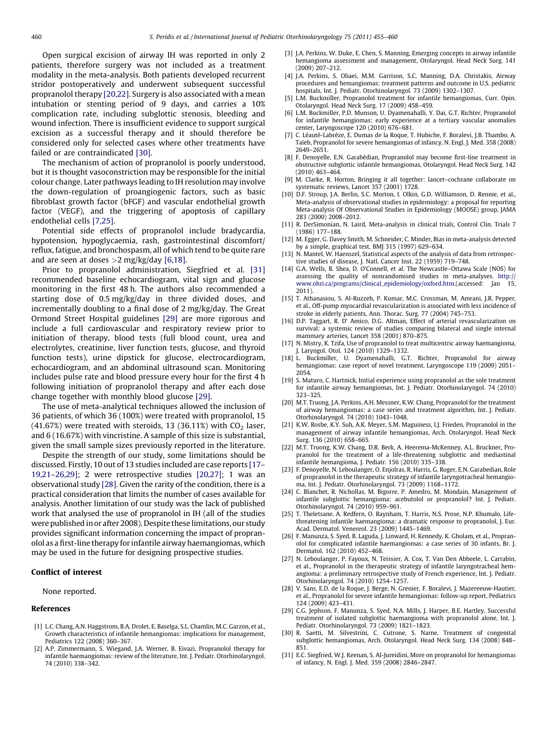Open surgical excision of airway IH was reported in only 2 patients, therefore surgery was not included as a treatment modality in the meta-analysis. Both patients developed recurrent stridor postoperatively and underwent subsequent successful propranolol therapy [20,22]. Surgery is also associated with a mean intubation or stenting period of 9 days, and carries a 10% complication rate, including subglottic stenosis, bleeding and wound infection. There is insufficient evidence to support surgical excision as a successful therapy and it should therefore be considered only for selected cases where other treatments have failed or are contraindicated [30].

The mechanism of action of propranolol is poorly understood, but it is thought vasoconstriction may be responsible for the initial colour change. Later pathways leading to IH resolution may involve the down-regulation of proangiogenic factors, such as basic fibroblast growth factor (bFGF) and vascular endothelial growth factor (VEGF), and the triggering of apoptosis of capillary endothelial cells [7,25].

Potential side effects of propranolol include bradycardia, hypotension, hypoglycaemia, rash, gastrointestinal discomfort/reflux, fatigue, and bronchospasm, all of which tend to be quite rare and are seen at doses >2 mg/kg/day [6,18].

Prior to propranolol administration, Siegfried et al. [31] recommended baseline echocardiogram, vital sign and glucose monitoring in the first 48 h. The authors also recommended a starting dose of 0.5 mg/kg/day in three divided doses, and incrementally doubling to a final dose of 2 mg/kg/day. The Great Ormond Street Hospital guidelines [29] are more rigorous and include a full cardiovascular and respiratory review prior to initiation of therapy, blood tests (full blood count, urea and electrolytes, creatinine, liver function tests, glucose, and thyroid function tests), urine dipstick for glucose, electrocardiogram, echocardiogram, and an abdominal ultrasound scan. Monitoring includes pulse rate and blood pressure every hour for the first 4 h following initiation of propranolol therapy and after each dose change together with monthly blood glucose [29].

The use of meta-analytical techniques allowed the inclusion of 36 patients, of which 36 (100%) were treated with propranolol, 15 (41.67%) were treated with steroids, 13 (36.11%) with $CO_2$ laser, and 6 (16.67%) with vincristine. A sample of this size is substantial, given the small sample sizes previously reported in the literature.

Despite the strength of our study, some limitations should be discussed. Firstly, 10 out of 13 studies included are case reports [17–19,21–26,29]; 2 were retrospective studies [20,27]; 1 was an observational study [28]. Given the rarity of the condition, there is a practical consideration that limits the number of cases available for analysis. Another limitation of our study was the lack of published work that analysed the use of propranolol in IH (all of the studies were published in or after 2008). Despite these limitations, our study provides significant information concerning the impact of propranolol as a first-line therapy for infantile airway haemangiomas, which may be used in the future for designing prospective studies.

## Conflict of interest

None reported.

## References

[1] L.C. Chang, A.N. Haggstrom, B.A. Drolet, E. Baselga, S.L. Chamlin, M.C. Garzon, et al., Growth characteristics of infantile hemangiomas: implications for management, Pediatrics 122 (2008) 360–367.

[2] A.P. Zimmermann, S. Wiegand, J.A. Werner, B. Eivazi, Propranolol therapy for infantile haemangiomas: review of the literature, Int. J. Pediatr. Otorhinolaryngol. 74 (2010) 338–342.

[3] J.A. Perkins, W. Duke, E. Chen, S. Manning, Emerging concepts in airway infantile hemangioma assessment and management, Otolaryngol. Head Neck Surg. 141 (2009) 207–212.

[4] J.A. Perkins, S. Oliaei, M.M. Garrison, S.C. Manning, D.A. Christakis, Airway procedures and hemangiomas: treatment patterns and outcome in U.S. pediatric hospitals, Int. J. Pediatr. Otorhinolaryngol. 73 (2009) 1302–1307.

[5] L.M. Buckmiller, Propranolol treatment for infantile hemangiomas, Curr. Opin. Otolaryngol. Head Neck Surg. 17 (2009) 458–459.

[6] L.M. Buckmiller, P.D. Munson, U. Dyamenahalli, Y. Dai, G.T. Richter, Propranolol for infantile hemangiomas: early experience at a tertiary vascular anomalies center, Laryngoscope 120 (2010) 676–681.

[7] C. Léauté-Labrèze, E. Dumas de la Roque, T. Hubiche, F. Boralevi, J.B. Thambo, A. Taïeb, Propranolol for severe hemangiomas of infancy, N. Engl. J. Med. 358 (2008) 2649–2651.

[8] F. Denoyelle, E.N. Garabédian, Propranolol may become first-line treatment in obstructive subglottic infantile hemangiomas, Otolaryngol. Head Neck Surg. 142 (2010) 463–464.

[9] M. Clarke, R. Horton, Bringing it all together: lancet–cochrane collaborate on systematic reviews, Lancet 357 (2001) 1728.

[10] D.F. Stroup, J.A. Berlin, S.C. Morton, I. Olkin, G.D. Williamson, D. Rennie, et al., Meta-analysis of observational studies in epidemiology: a proposal for reporting Meta-analysis Of Observational Studies in Epidemiology (MOOSE) group, JAMA 283 (2000) 2008–2012.

[11] R. DerSimonian, N. Laird, Meta-analysis in clinical trials, Control Clin. Trials 7 (1986) 177–188.

[12] M. Egger, G. Davey Smith, M. Schneider, C. Minder, Bias in meta-analysis detected by a simple, graphical test, BMJ 315 (1997) 629–634.

[13] N. Mantel, W. Haenszel, Statistical aspects of the analysis of data from retrospective studies of disease, J. Natl. Cancer Inst. 22 (1959) 719–748.

[14] G.A. Wells, B. Shea, D. O'Connell, et al. The Newcastle–Ottawa Scale (NOS) for assessing the quality of nonrandomised studies in meta-analyses. http://www.ohri.ca/programs/clinical_epidemiology/oxford.htm.(accessed: Jan 15, 2011).

[15] T. Athanasiou, S. Al-Ruzzeh, P. Kumar, M.C. Crossman, M. Amrani, J.R. Pepper, et al., Off-pump myocardial revascularization is associated with less incidence of stroke in elderly patients, Ann. Thorac. Surg. 77 (2004) 745–753.

[16] D.P. Taggart, R. D' Amico, D.G. Altman, Effect of arterial revascularization on survival: a systemic review of studies comparing bilateral and single internal mammary arteries, Lancet 358 (2001) 870–875.

[17] N. Mistry, K. Tzifa, Use of propranolol to treat multicentric airway haemangioma, J. Laryngol. Otol. 124 (2010) 1329–1332.

[18] L. Buckmiller, U. Dyamenahalli, G.T. Richter, Propranolol for airway hemangiomas: case report of novel treatment, Laryngoscope 119 (2009) 2051–2054.

[19] S. Maturo, C. Hartnick, Initial experience using propranolol as the sole treatment for infantile airway hemangiomas, Int. J. Pediatr. Otorhinolaryngol. 74 (2010) 323–325.

[20] M.T. Truong, J.A. Perkins, A.H. Messner, K.W. Chang, Propranolol for the treatment of airway hemangiomas: a case series and treatment algorithm, Int. J. Pediatr. Otorhinolaryngol. 74 (2010) 1043–1048.

[21] K.W. Rosbe, K.Y. Suh, A.K. Meyer, S.M. Maguiness, I.J. Frieden, Propranolol in the management of airway infantile hemangiomas, Arch. Otolaryngol. Head Neck Surg. 136 (2010) 658–665.

[22] M.T. Truong, K.W. Chang, D.R. Berk, A. Heerema-McKenney, A.L. Bruckner, Propranolol for the treatment of a life-threatening subglottic and mediastinal infantile hemangioma, J. Pediatr. 156 (2010) 335–338.

[23] F. Denoyelle, N. Leboulanger, O. Enjolras, R. Harris, G. Roger, E.N. Garabedian, Role of propranolol in the therapeutic strategy of infantile laryngotracheal hemangioma, Int. J. Pediatr. Otorhinolaryngol. 73 (2009) 1168–1172.

[24] C. Blanchet, R. Nicholas, M. Bigorre, P. Amedro, M. Mondain, Management of infantile subglottic hemangioma: acebutolol or propranolol? Int. J. Pediatr. Otorhinolaryngol. 74 (2010) 959–961.

[25] T. Theletsane, A. Redfern, O. Raynham, T. Harris, N.S. Prose, N.P. Khumalo, Life-threatening infantile haemangioma: a dramatic response to propranolol, J. Eur. Acad. Dermatol. Venereol. 23 (2009) 1445–1469.

[26] F. Manunza, S. Syed, B. Laguda, J. Linward, H. Kennedy, K. Gholam, et al., Propranolol for complicated infantile haemangiomas: a case series of 30 infants, Br. J. Dermatol. 162 (2010) 452–468.

[27] N. Leboulanger, P. Fayoux, N. Teissier, A. Cox, T. Van Den Abbeele, L. Carrabin, et al., Propranolol in the therapeutic strategy of infantile laryngotracheal hemangioma: a preliminary retrospective study of French experience, Int. J. Pediatr. Otorhinolaryngol. 74 (2010) 1254–1257.

[28] V. Sans, E.D. de la Roque, J. Berge, N. Grenier, F. Boralevi, J. Mazereeuw-Hautier, et al., Propranolol for severe infantile hemangiomas: follow-up report, Pediatrics 124 (2009) 423–431.

[29] C.G. Jephson, F. Manunza, S. Syed, N.A. Mills, J. Harper, B.E. Hartley, Successful treatment of isolated subglottic haemangioma with propranolol alone, Int. J. Pediatr. Otorhinolaryngol. 73 (2009) 1821–1823.

[30] R. Saetti, M. Silvestrini, C. Cutrone, S. Narne, Treatment of congenital subglottic hemangiomas, Arch. Otolaryngol. Head Neck Surg. 134 (2008) 848–851.

[31] E.C. Siegfried, W.J. Keenan, S. Al-Jureidini, More on propranolol for hemangiomas of infancy, N. Engl. J. Med. 359 (2008) 2846–2847.